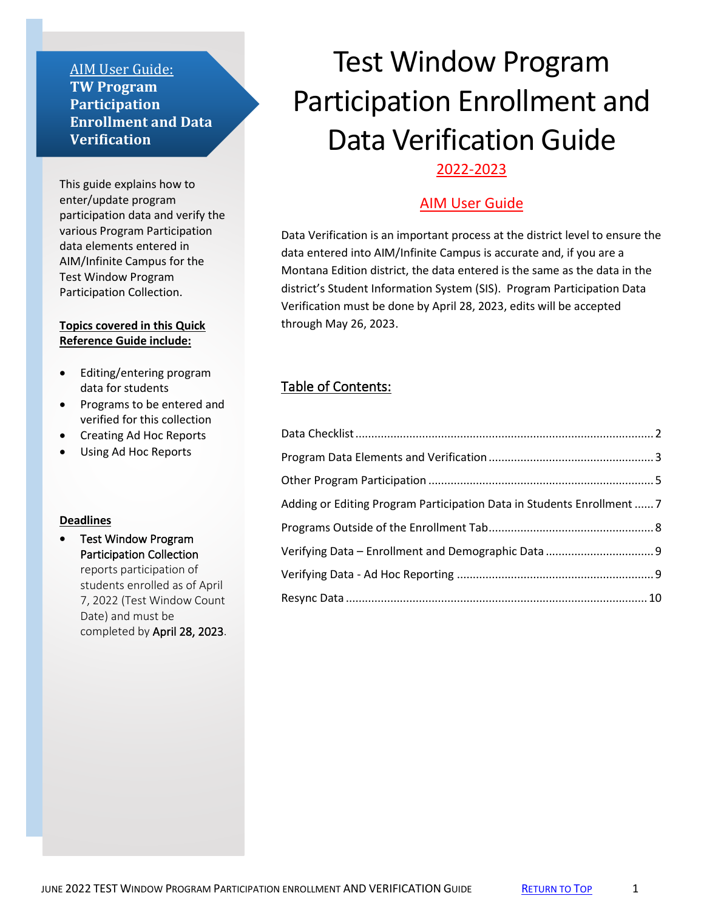**AIM User Guide: TW Program Participation Enrollment and Data Verification**

This guide explains how to enter/update program participation data and verify the various Program Participation data elements entered in AIM/Infinite Campus for the Test Window Program Participation Collection.

**Topics covered in this Quick Reference Guide include:**

- Editing/entering program data for students
- Programs to be entered and verified for this collection
- Creating Ad Hoc Reports
- Using Ad Hoc Reports

**Deadlines**

- Test Window Program Participation Collection reports participation of students enrolled as of April 7, 2022 (Test Window Count Date) and must be completed by **April 28, 2023**.

# Test Window Program Participation Enrollment and Data Verification Guide

## 2022-2023

## AIM User Guide

Data Verification is an important process at the district level to ensure the data entered into AIM/Infinite Campus is accurate and, if you are a Montana Edition district, the data entered is the same as the data in the district's Student Information System (SIS). Program Participation Data Verification must be done by April 28, 2023, edits will be accepted through May 26, 2023.

## Table of Contents:

Data Checklist ............ 2
Program Data Elements and Verification ............ 3
Other Program Participation ............ 5
Adding or Editing Program Participation Data in Students Enrollment ............ 7
Programs Outside of the Enrollment Tab ............ 8
Verifying Data – Enrollment and Demographic Data ............ 9
Verifying Data - Ad Hoc Reporting ............ 9
Resync Data ............ 10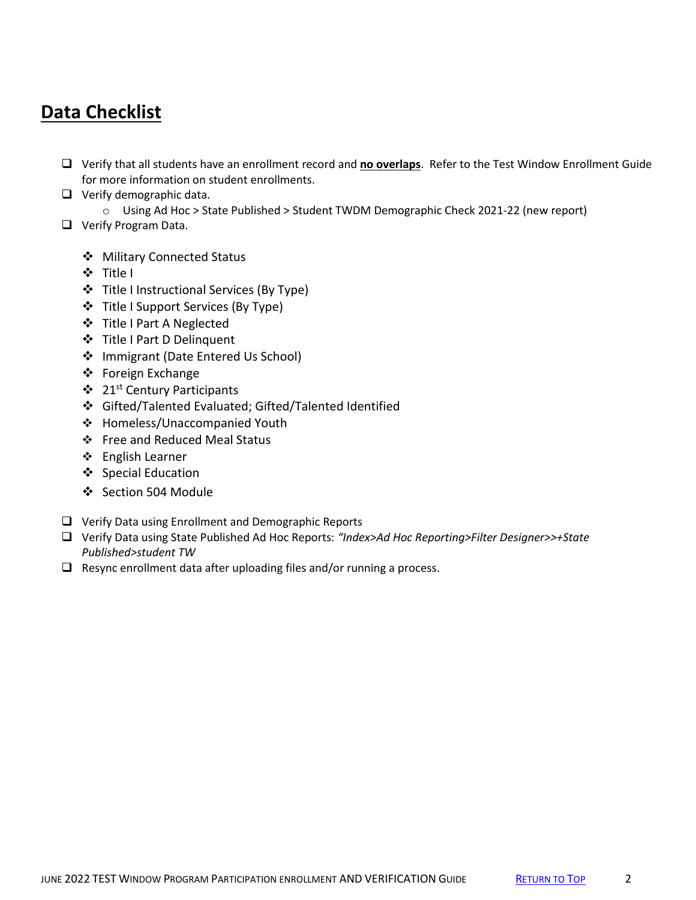## Data Checklist

- ☐ Verify that all students have an enrollment record and **no overlaps**. Refer to the Test Window Enrollment Guide for more information on student enrollments.
- ☐ Verify demographic data.
  - Using Ad Hoc > State Published > Student TWDM Demographic Check 2021-22 (new report)
- ☐ Verify Program Data.
  - Military Connected Status
  - Title I
  - Title I Instructional Services (By Type)
  - Title I Support Services (By Type)
  - Title I Part A Neglected
  - Title I Part D Delinquent
  - Immigrant (Date Entered Us School)
  - Foreign Exchange
  - 21st Century Participants
  - Gifted/Talented Evaluated; Gifted/Talented Identified
  - Homeless/Unaccompanied Youth
  - Free and Reduced Meal Status
  - English Learner
  - Special Education
  - Section 504 Module
- ☐ Verify Data using Enrollment and Demographic Reports
- ☐ Verify Data using State Published Ad Hoc Reports: *"Index>Ad Hoc Reporting>Filter Designer>>+State Published>student TW*
- ☐ Resync enrollment data after uploading files and/or running a process.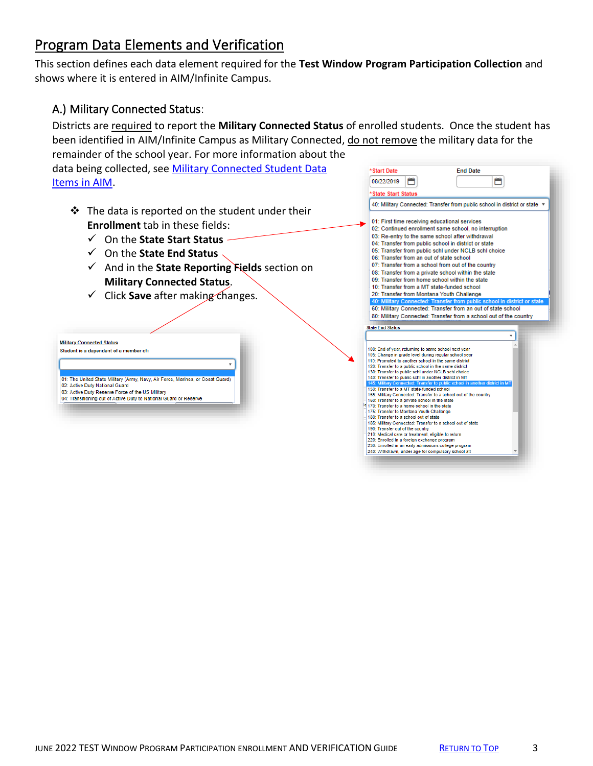## Program Data Elements and Verification

This section defines each data element required for the **Test Window Program Participation Collection** and shows where it is entered in AIM/Infinite Campus.

### A.) Military Connected Status:

Districts are required to report the **Military Connected Status** of enrolled students. Once the student has been identified in AIM/Infinite Campus as Military Connected, do not remove the military data for the remainder of the school year. For more information about the data being collected, see [Military Connected Student Data Items in AIM](#).

- The data is reported on the student under their **Enrollment** tab in these fields:
  - ✓ On the **State Start Status**
  - ✓ On the **State End Status**
  - ✓ And in the **State Reporting Fields** section on **Military Connected Status**.
  - ✓ Click **Save** after making changes.

*Start Date: 08/22/2019  End Date:

*State Start Status: 40: Military Connected: Transfer from public school in district or state

- 01: First time receiving educational services
- 02: Continued enrollment same school, no interruption
- 03: Re-entry to the same school after withdrawal
- 04: Transfer from public school in district or state
- 05: Transfer from public schl under NCLB schl choice
- 06: Transfer from an out of state school
- 07: Transfer from a school from out of the country
- 08: Transfer from a private school within the state
- 09: Transfer from home school within the state
- 10: Transfer from a MT state-funded school
- 20: Transfer from Montana Youth Challenge
- 40: Military Connected: Transfer from public school in district or state
- 60: Military Connected: Transfer from an out of state school
- 80: Military Connected: Transfer from a school out of the country

State End Status

- 100: End of year, returning to same school next year
- 105: Change in grade level during regular school year
- 110: Promoted to another school in the same district
- 120: Transfer to a public school in the same district
- 130: Transfer to public schl under NCLB schl choice
- 140: Transfer to public schl in another district in MT
- 145: Military Connected: Transfer to public school in another district in MT
- 150: Transfer to a MT state-funded school
- 155: Military Connected: Transfer to a school out of the country
- 160: Transfer to a private school in the state
- 170: Transfer to a home school in the state
- 175: Transfer to Montana Youth Challenge
- 180: Transfer to a school out of state
- 185: Military Connected: Transfer to a school out of state
- 190: Transfer out of the country
- 210: Medical care or treatment, eligible to return
- 220: Enrolled in a foreign exchange program
- 230: Enrolled in an early admissions college program
- 240: Withdrawn, under age for compulsory school att

Military Connected Status

Student is a dependent of a member of:

- 01: The United State Military (Army, Navy, Air Force, Marines, or Coast Guard)
- 02: Active Duty National Guard
- 03: Active Duty Reserve Force of the US Military
- 04: Transitioning out of Active Duty to National Guard or Reserve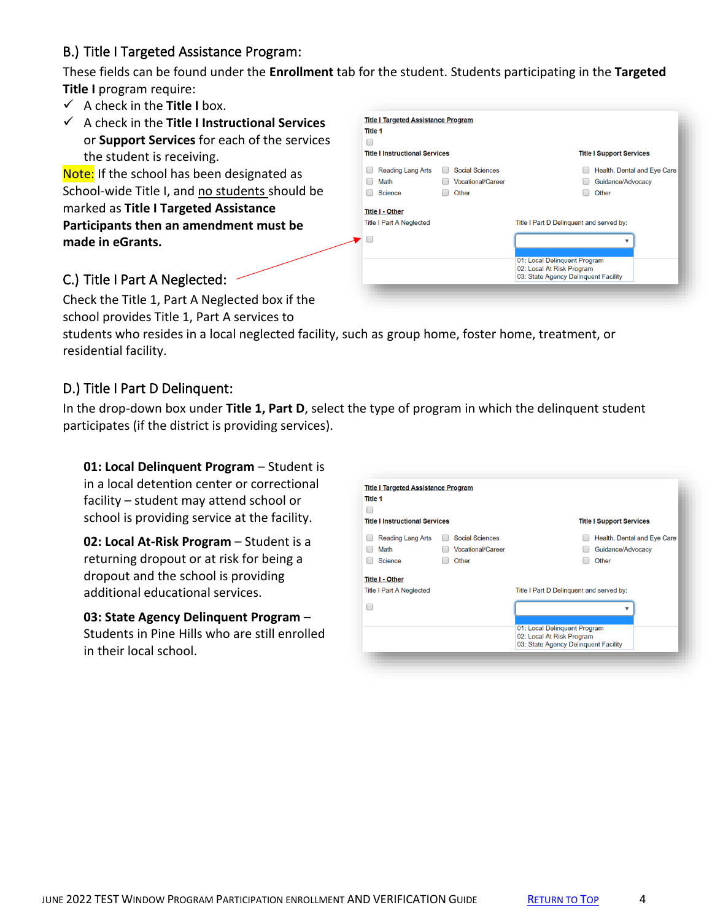## B.) Title I Targeted Assistance Program:

These fields can be found under the **Enrollment** tab for the student. Students participating in the **Targeted Title I** program require:

- ✓ A check in the **Title I** box.
- ✓ A check in the **Title I Instructional Services** or **Support Services** for each of the services the student is receiving.

Note: If the school has been designated as School-wide Title I, and no students should be marked as **Title I Targeted Assistance Participants then an amendment must be made in eGrants.**

## C.) Title I Part A Neglected:

Check the Title 1, Part A Neglected box if the school provides Title 1, Part A services to students who resides in a local neglected facility, such as group home, foster home, treatment, or residential facility.

## D.) Title I Part D Delinquent:

In the drop-down box under **Title 1, Part D**, select the type of program in which the delinquent student participates (if the district is providing services).

**01: Local Delinquent Program** – Student is in a local detention center or correctional facility – student may attend school or school is providing service at the facility.

**02: Local At-Risk Program** – Student is a returning dropout or at risk for being a dropout and the school is providing additional educational services.

**03: State Agency Delinquent Program** – Students in Pine Hills who are still enrolled in their local school.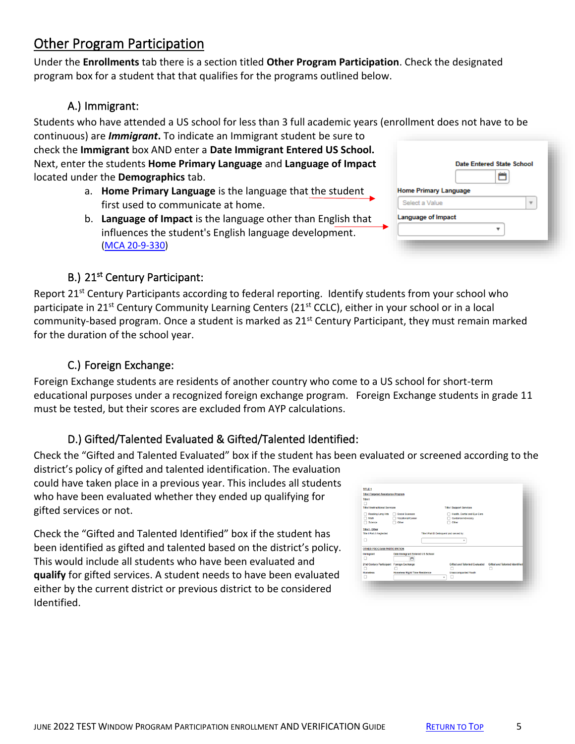## Other Program Participation

Under the **Enrollments** tab there is a section titled **Other Program Participation**. Check the designated program box for a student that that qualifies for the programs outlined below.

### A.) Immigrant:

Students who have attended a US school for less than 3 full academic years (enrollment does not have to be continuous) are ***Immigrant***. To indicate an Immigrant student be sure to check the **Immigrant** box AND enter a **Date Immigrant Entered US School.** Next, enter the students **Home Primary Language** and **Language of Impact** located under the **Demographics** tab.

a. **Home Primary Language** is the language that the student first used to communicate at home.
b. **Language of Impact** is the language other than English that influences the student's English language development. ([MCA 20-9-330](MCA 20-9-330))

### B.) 21st Century Participant:

Report 21st Century Participants according to federal reporting. Identify students from your school who participate in 21st Century Community Learning Centers (21st CCLC), either in your school or in a local community-based program. Once a student is marked as 21st Century Participant, they must remain marked for the duration of the school year.

### C.) Foreign Exchange:

Foreign Exchange students are residents of another country who come to a US school for short-term educational purposes under a recognized foreign exchange program. Foreign Exchange students in grade 11 must be tested, but their scores are excluded from AYP calculations.

### D.) Gifted/Talented Evaluated & Gifted/Talented Identified:

Check the "Gifted and Talented Evaluated" box if the student has been evaluated or screened according to the district's policy of gifted and talented identification. The evaluation could have taken place in a previous year. This includes all students who have been evaluated whether they ended up qualifying for gifted services or not.

Check the "Gifted and Talented Identified" box if the student has been identified as gifted and talented based on the district's policy. This would include all students who have been evaluated and **qualify** for gifted services. A student needs to have been evaluated either by the current district or previous district to be considered Identified.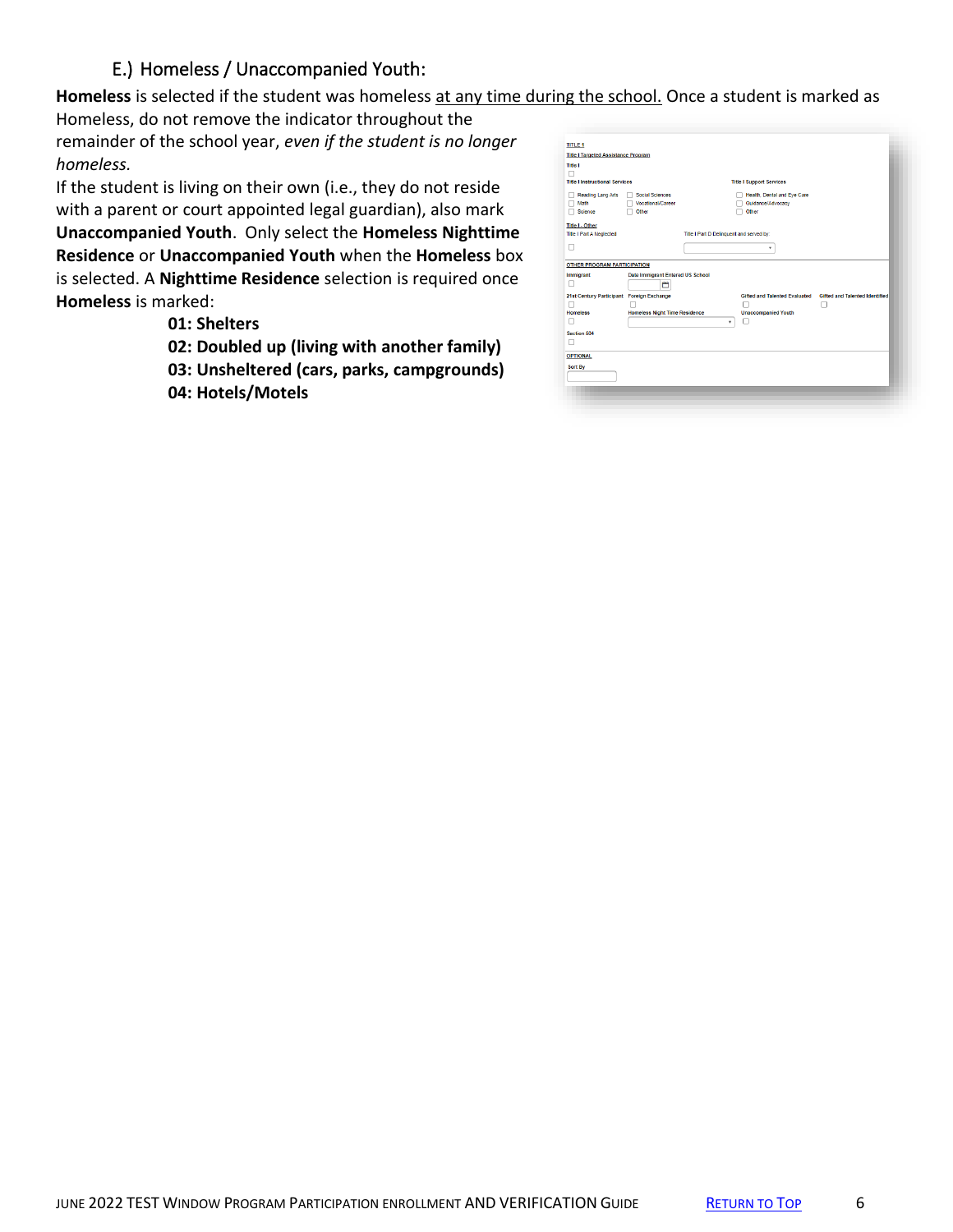### E.) Homeless / Unaccompanied Youth:

**Homeless** is selected if the student was homeless at any time during the school. Once a student is marked as Homeless, do not remove the indicator throughout the remainder of the school year, *even if the student is no longer homeless*.

If the student is living on their own (i.e., they do not reside with a parent or court appointed legal guardian), also mark **Unaccompanied Youth**. Only select the **Homeless Nighttime Residence** or **Unaccompanied Youth** when the **Homeless** box is selected. A **Nighttime Residence** selection is required once **Homeless** is marked:

- **01: Shelters**
- **02: Doubled up (living with another family)**
- **03: Unsheltered (cars, parks, campgrounds)**
- **04: Hotels/Motels**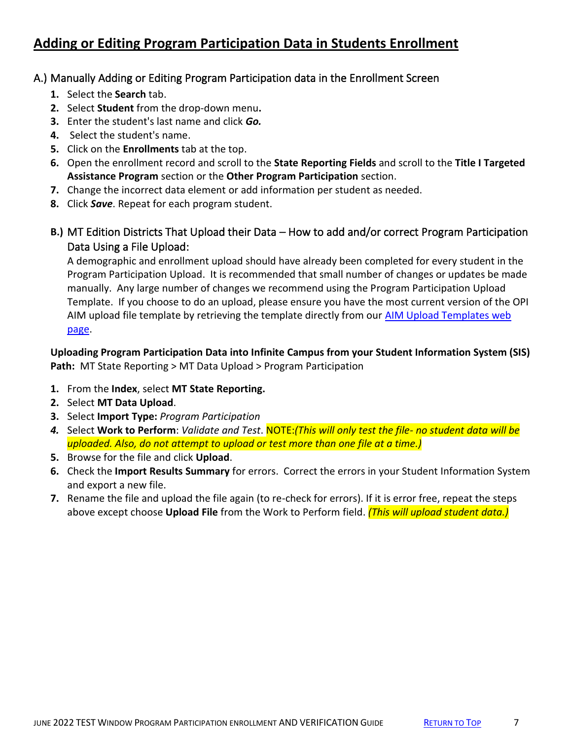# Adding or Editing Program Participation Data in Students Enrollment

## A.) Manually Adding or Editing Program Participation data in the Enrollment Screen

1. Select the **Search** tab.
2. Select **Student** from the drop-down menu**.**
3. Enter the student's last name and click ***Go.***
4. Select the student's name.
5. Click on the **Enrollments** tab at the top.
6. Open the enrollment record and scroll to the **State Reporting Fields** and scroll to the **Title I Targeted Assistance Program** section or the **Other Program Participation** section.
7. Change the incorrect data element or add information per student as needed.
8. Click ***Save***. Repeat for each program student.

## B.) MT Edition Districts That Upload their Data – How to add and/or correct Program Participation Data Using a File Upload:

A demographic and enrollment upload should have already been completed for every student in the Program Participation Upload. It is recommended that small number of changes or updates be made manually. Any large number of changes we recommend using the Program Participation Upload Template. If you choose to do an upload, please ensure you have the most current version of the OPI AIM upload file template by retrieving the template directly from our [AIM Upload Templates web page](AIM Upload Templates web page).

**Uploading Program Participation Data into Infinite Campus from your Student Information System (SIS)**
**Path:** MT State Reporting > MT Data Upload > Program Participation

1. From the **Index**, select **MT State Reporting.**
2. Select **MT Data Upload**.
3. Select **Import Type:** *Program Participation*
4. Select **Work to Perform**: *Validate and Test*. NOTE:*(This will only test the file- no student data will be uploaded. Also, do not attempt to upload or test more than one file at a time.)*
5. Browse for the file and click **Upload**.
6. Check the **Import Results Summary** for errors. Correct the errors in your Student Information System and export a new file.
7. Rename the file and upload the file again (to re-check for errors). If it is error free, repeat the steps above except choose **Upload File** from the Work to Perform field. *(This will upload student data.)*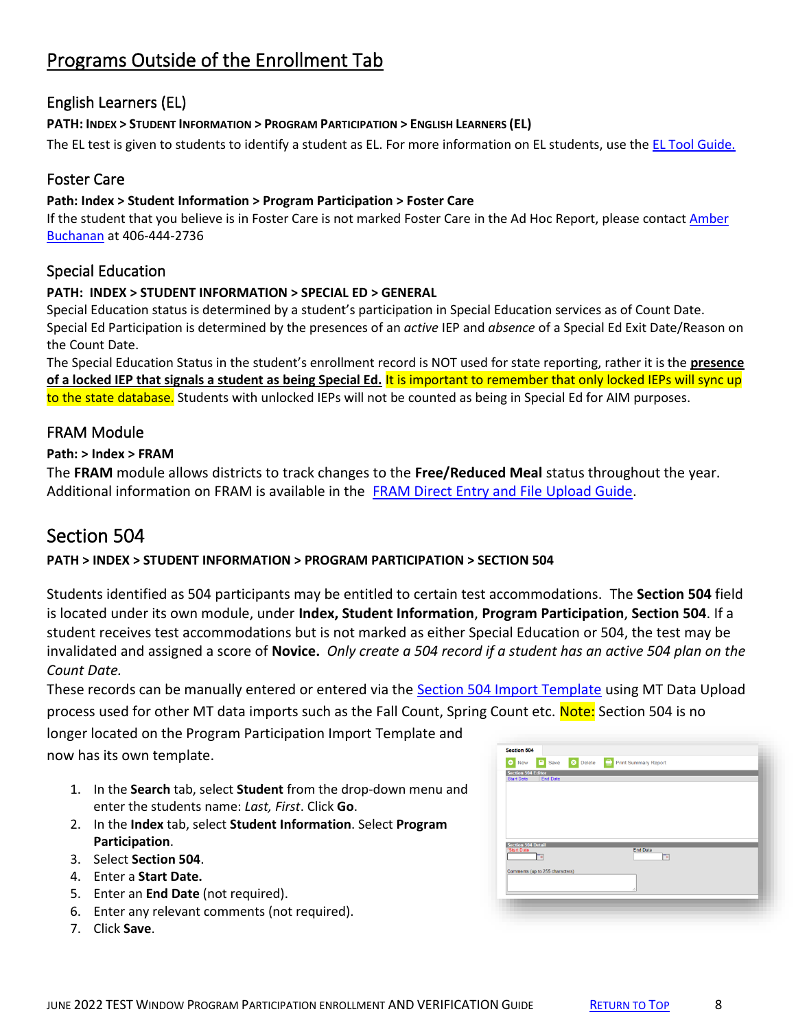## Programs Outside of the Enrollment Tab

### English Learners (EL)

**PATH: INDEX > STUDENT INFORMATION > PROGRAM PARTICIPATION > ENGLISH LEARNERS (EL)**

The EL test is given to students to identify a student as EL. For more information on EL students, use the EL Tool Guide.

### Foster Care

**Path: Index > Student Information > Program Participation > Foster Care**

If the student that you believe is in Foster Care is not marked Foster Care in the Ad Hoc Report, please contact Amber Buchanan at 406-444-2736

### Special Education

**PATH: INDEX > STUDENT INFORMATION > SPECIAL ED > GENERAL**

Special Education status is determined by a student's participation in Special Education services as of Count Date. Special Ed Participation is determined by the presences of an *active* IEP and *absence* of a Special Ed Exit Date/Reason on the Count Date.

The Special Education Status in the student's enrollment record is NOT used for state reporting, rather it is the **presence of a locked IEP that signals a student as being Special Ed.** It is important to remember that only locked IEPs will sync up to the state database. Students with unlocked IEPs will not be counted as being in Special Ed for AIM purposes.

### FRAM Module

**Path: > Index > FRAM**

The **FRAM** module allows districts to track changes to the **Free/Reduced Meal** status throughout the year. Additional information on FRAM is available in the FRAM Direct Entry and File Upload Guide.

## Section 504

**PATH > INDEX > STUDENT INFORMATION > PROGRAM PARTICIPATION > SECTION 504**

Students identified as 504 participants may be entitled to certain test accommodations. The **Section 504** field is located under its own module, under **Index, Student Information**, **Program Participation**, **Section 504**. If a student receives test accommodations but is not marked as either Special Education or 504, the test may be invalidated and assigned a score of **Novice.** *Only create a 504 record if a student has an active 504 plan on the Count Date.*

These records can be manually entered or entered via the Section 504 Import Template using MT Data Upload process used for other MT data imports such as the Fall Count, Spring Count etc. Note: Section 504 is no longer located on the Program Participation Import Template and now has its own template.

1. In the **Search** tab, select **Student** from the drop-down menu and enter the students name: *Last, First*. Click **Go**.
2. In the **Index** tab, select **Student Information**. Select **Program Participation**.
3. Select **Section 504**.
4. Enter a **Start Date.**
5. Enter an **End Date** (not required).
6. Enter any relevant comments (not required).
7. Click **Save**.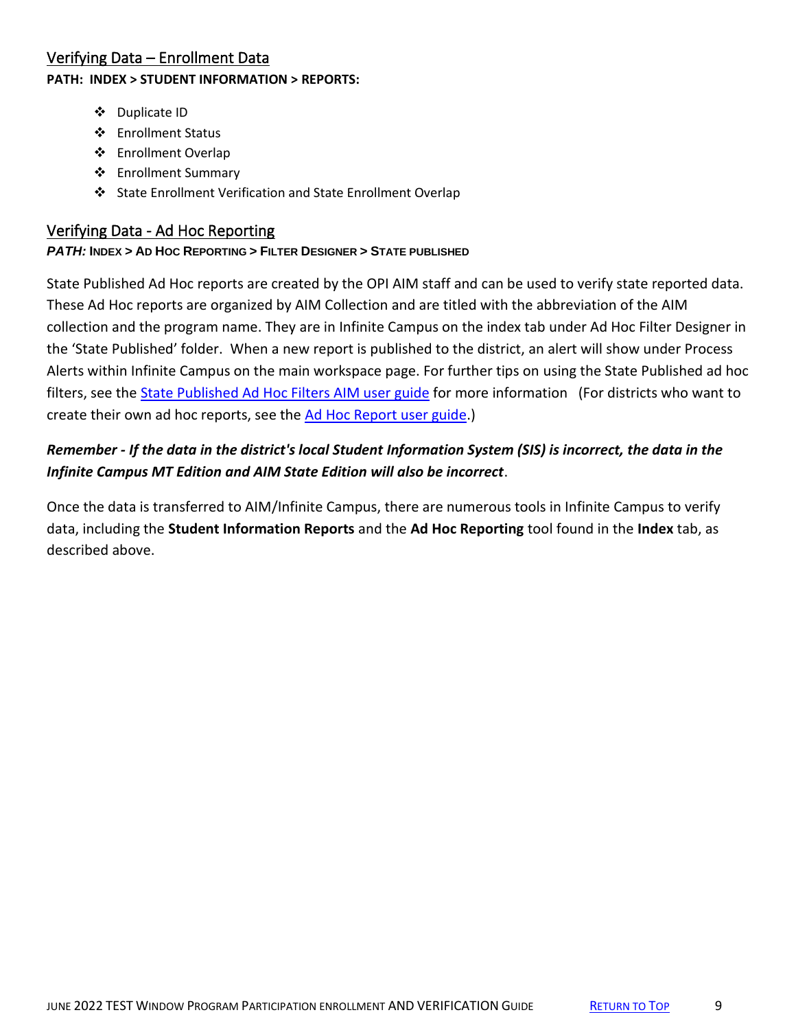## Verifying Data – Enrollment Data

**PATH: INDEX > STUDENT INFORMATION > REPORTS:**

- Duplicate ID
- Enrollment Status
- Enrollment Overlap
- Enrollment Summary
- State Enrollment Verification and State Enrollment Overlap

## Verifying Data - Ad Hoc Reporting

***PATH:*** **INDEX > AD HOC REPORTING > FILTER DESIGNER > STATE PUBLISHED**

State Published Ad Hoc reports are created by the OPI AIM staff and can be used to verify state reported data. These Ad Hoc reports are organized by AIM Collection and are titled with the abbreviation of the AIM collection and the program name. They are in Infinite Campus on the index tab under Ad Hoc Filter Designer in the 'State Published' folder. When a new report is published to the district, an alert will show under Process Alerts within Infinite Campus on the main workspace page. For further tips on using the State Published ad hoc filters, see the State Published Ad Hoc Filters AIM user guide for more information (For districts who want to create their own ad hoc reports, see the Ad Hoc Report user guide.)

***Remember - If the data in the district's local Student Information System (SIS) is incorrect, the data in the Infinite Campus MT Edition and AIM State Edition will also be incorrect.***

Once the data is transferred to AIM/Infinite Campus, there are numerous tools in Infinite Campus to verify data, including the **Student Information Reports** and the **Ad Hoc Reporting** tool found in the **Index** tab, as described above.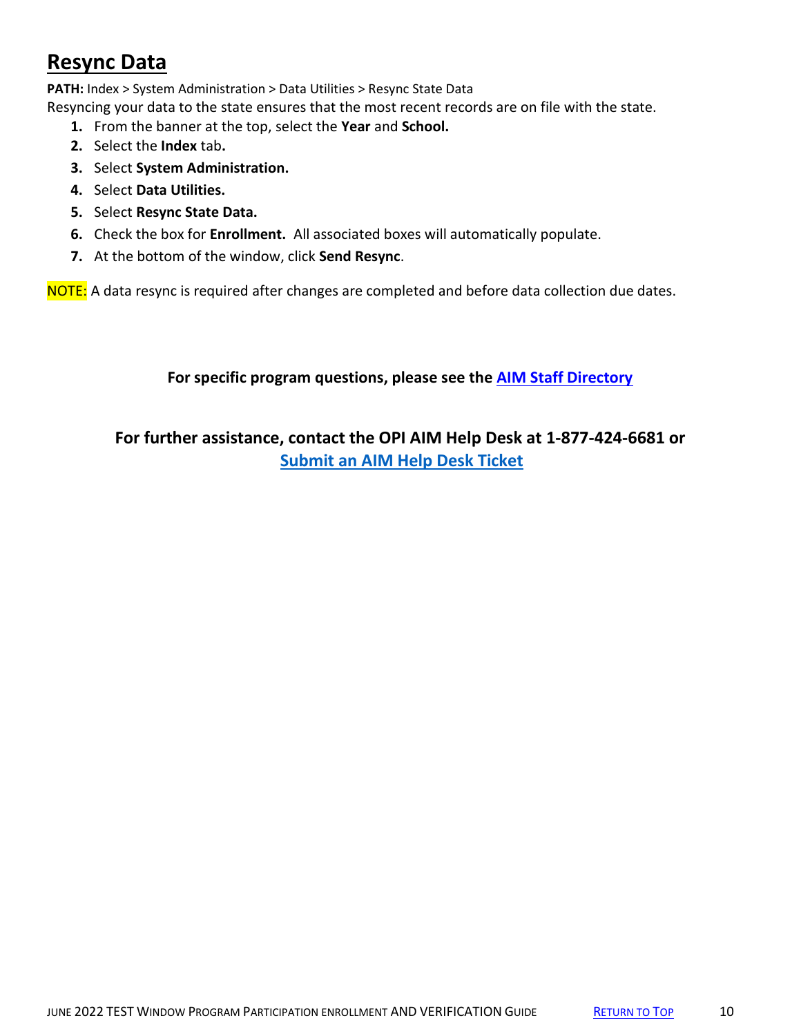## Resync Data

**PATH:** Index > System Administration > Data Utilities > Resync State Data

Resyncing your data to the state ensures that the most recent records are on file with the state.

1. From the banner at the top, select the **Year** and **School.**
2. Select the **Index** tab**.**
3. Select **System Administration.**
4. Select **Data Utilities.**
5. Select **Resync State Data.**
6. Check the box for **Enrollment.** All associated boxes will automatically populate.
7. At the bottom of the window, click **Send Resync**.

NOTE: A data resync is required after changes are completed and before data collection due dates.

**For specific program questions, please see the AIM Staff Directory**

**For further assistance, contact the OPI AIM Help Desk at 1-877-424-6681 or Submit an AIM Help Desk Ticket**